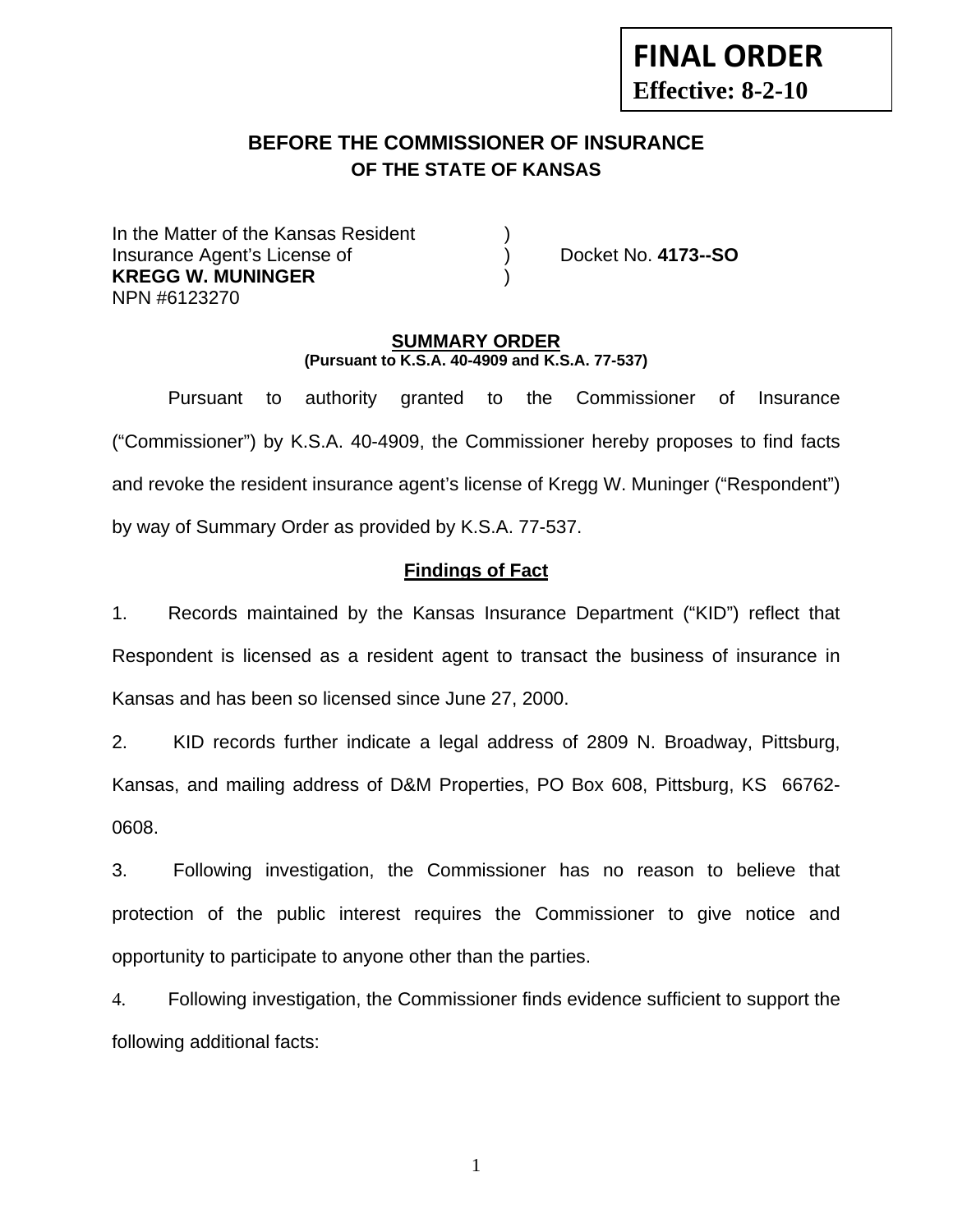**FINAL ORDER**
**Effective: 8-2-10**

## BEFORE THE COMMISSIONER OF INSURANCE
### OF THE STATE OF KANSAS

In the Matter of the Kansas Resident )
Insurance Agent's License of ) Docket No. **4173--SO**
**KREGG W. MUNINGER** )
NPN #6123270

### SUMMARY ORDER
**(Pursuant to K.S.A. 40-4909 and K.S.A. 77-537)**

Pursuant to authority granted to the Commissioner of Insurance ("Commissioner") by K.S.A. 40-4909, the Commissioner hereby proposes to find facts and revoke the resident insurance agent's license of Kregg W. Muninger ("Respondent") by way of Summary Order as provided by K.S.A. 77-537.

### Findings of Fact

1. Records maintained by the Kansas Insurance Department ("KID") reflect that Respondent is licensed as a resident agent to transact the business of insurance in Kansas and has been so licensed since June 27, 2000.

2. KID records further indicate a legal address of 2809 N. Broadway, Pittsburg, Kansas, and mailing address of D&M Properties, PO Box 608, Pittsburg, KS 66762-0608.

3. Following investigation, the Commissioner has no reason to believe that protection of the public interest requires the Commissioner to give notice and opportunity to participate to anyone other than the parties.

4. Following investigation, the Commissioner finds evidence sufficient to support the following additional facts: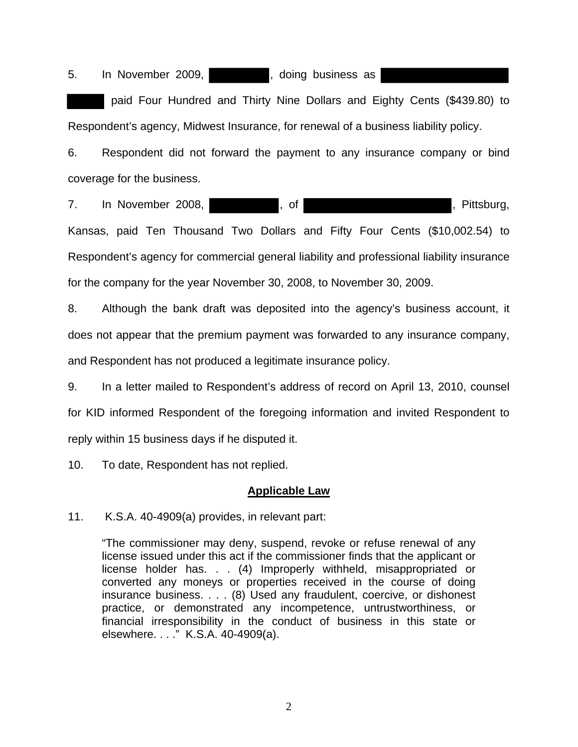5. In November 2009, ██████, doing business as ████████████ ████ paid Four Hundred and Thirty Nine Dollars and Eighty Cents ($439.80) to Respondent's agency, Midwest Insurance, for renewal of a business liability policy.

6. Respondent did not forward the payment to any insurance company or bind coverage for the business.

7. In November 2008, ██████, of ████████████████, Pittsburg, Kansas, paid Ten Thousand Two Dollars and Fifty Four Cents ($10,002.54) to Respondent's agency for commercial general liability and professional liability insurance for the company for the year November 30, 2008, to November 30, 2009.

8. Although the bank draft was deposited into the agency's business account, it does not appear that the premium payment was forwarded to any insurance company, and Respondent has not produced a legitimate insurance policy.

9. In a letter mailed to Respondent's address of record on April 13, 2010, counsel for KID informed Respondent of the foregoing information and invited Respondent to reply within 15 business days if he disputed it.

10. To date, Respondent has not replied.

## Applicable Law

11. K.S.A. 40-4909(a) provides, in relevant part:

> "The commissioner may deny, suspend, revoke or refuse renewal of any license issued under this act if the commissioner finds that the applicant or license holder has. . . (4) Improperly withheld, misappropriated or converted any moneys or properties received in the course of doing insurance business. . . . (8) Used any fraudulent, coercive, or dishonest practice, or demonstrated any incompetence, untrustworthiness, or financial irresponsibility in the conduct of business in this state or elsewhere. . . ." K.S.A. 40-4909(a).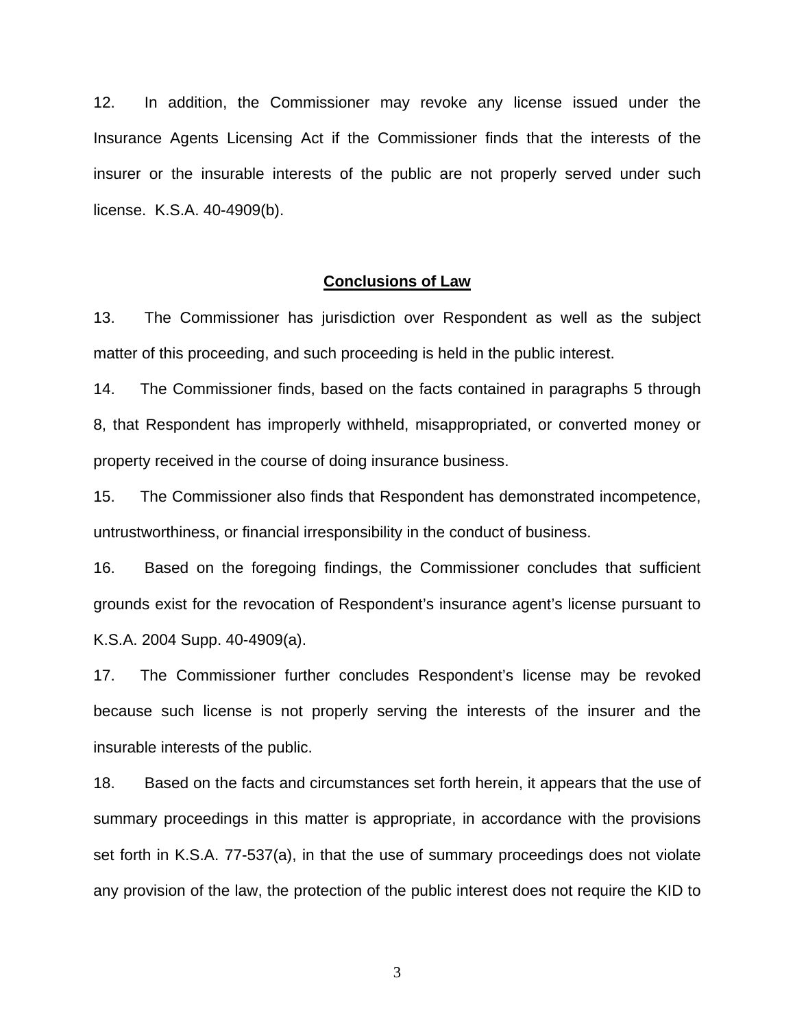12. In addition, the Commissioner may revoke any license issued under the Insurance Agents Licensing Act if the Commissioner finds that the interests of the insurer or the insurable interests of the public are not properly served under such license. K.S.A. 40-4909(b).

## **Conclusions of Law**

13. The Commissioner has jurisdiction over Respondent as well as the subject matter of this proceeding, and such proceeding is held in the public interest.

14. The Commissioner finds, based on the facts contained in paragraphs 5 through 8, that Respondent has improperly withheld, misappropriated, or converted money or property received in the course of doing insurance business.

15. The Commissioner also finds that Respondent has demonstrated incompetence, untrustworthiness, or financial irresponsibility in the conduct of business.

16. Based on the foregoing findings, the Commissioner concludes that sufficient grounds exist for the revocation of Respondent's insurance agent's license pursuant to K.S.A. 2004 Supp. 40-4909(a).

17. The Commissioner further concludes Respondent's license may be revoked because such license is not properly serving the interests of the insurer and the insurable interests of the public.

18. Based on the facts and circumstances set forth herein, it appears that the use of summary proceedings in this matter is appropriate, in accordance with the provisions set forth in K.S.A. 77-537(a), in that the use of summary proceedings does not violate any provision of the law, the protection of the public interest does not require the KID to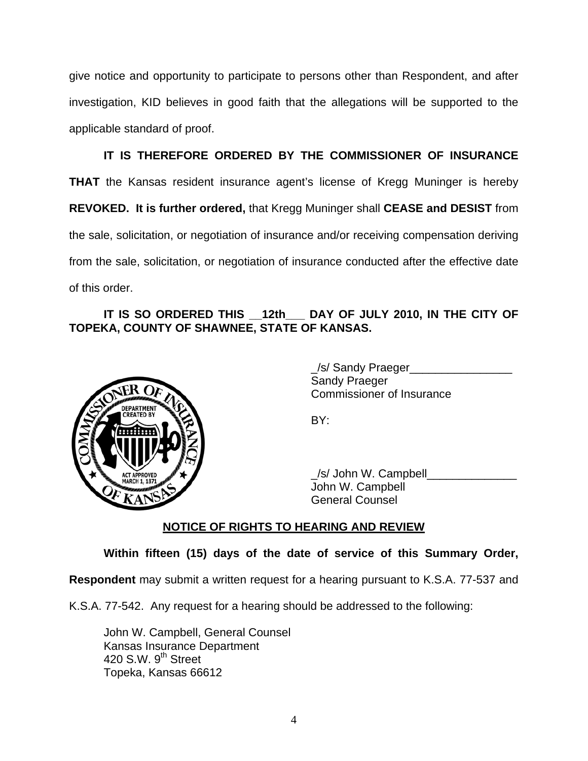give notice and opportunity to participate to persons other than Respondent, and after investigation, KID believes in good faith that the allegations will be supported to the applicable standard of proof.

**IT IS THEREFORE ORDERED BY THE COMMISSIONER OF INSURANCE THAT** the Kansas resident insurance agent's license of Kregg Muninger is hereby **REVOKED. It is further ordered,** that Kregg Muninger shall **CEASE and DESIST** from the sale, solicitation, or negotiation of insurance and/or receiving compensation deriving from the sale, solicitation, or negotiation of insurance conducted after the effective date of this order.

**IT IS SO ORDERED THIS __12th___ DAY OF JULY 2010, IN THE CITY OF TOPEKA, COUNTY OF SHAWNEE, STATE OF KANSAS.**

_/s/ Sandy Praeger________________
Sandy Praeger
Commissioner of Insurance

BY:

_/s/ John W. Campbell______________
John W. Campbell
General Counsel

**NOTICE OF RIGHTS TO HEARING AND REVIEW**

**Within fifteen (15) days of the date of service of this Summary Order, Respondent** may submit a written request for a hearing pursuant to K.S.A. 77-537 and K.S.A. 77-542. Any request for a hearing should be addressed to the following:

John W. Campbell, General Counsel
Kansas Insurance Department
420 S.W. 9th Street
Topeka, Kansas 66612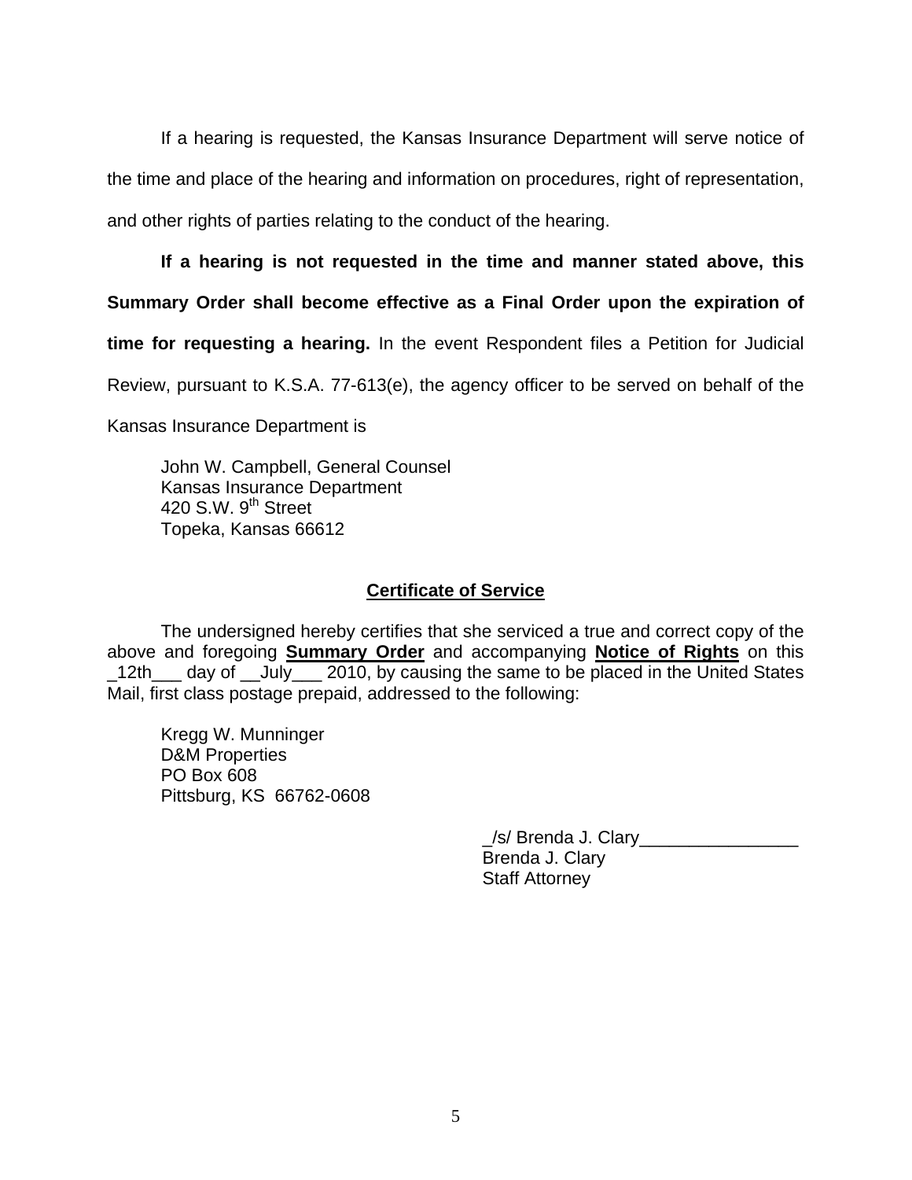If a hearing is requested, the Kansas Insurance Department will serve notice of the time and place of the hearing and information on procedures, right of representation, and other rights of parties relating to the conduct of the hearing.

**If a hearing is not requested in the time and manner stated above, this Summary Order shall become effective as a Final Order upon the expiration of time for requesting a hearing.** In the event Respondent files a Petition for Judicial Review, pursuant to K.S.A. 77-613(e), the agency officer to be served on behalf of the Kansas Insurance Department is

John W. Campbell, General Counsel
Kansas Insurance Department
420 S.W. 9th Street
Topeka, Kansas 66612

## Certificate of Service

The undersigned hereby certifies that she serviced a true and correct copy of the above and foregoing **Summary Order** and accompanying **Notice of Rights** on this _12th___ day of __July___ 2010, by causing the same to be placed in the United States Mail, first class postage prepaid, addressed to the following:

Kregg W. Munninger
D&M Properties
PO Box 608
Pittsburg, KS 66762-0608

_/s/ Brenda J. Clary________________
Brenda J. Clary
Staff Attorney